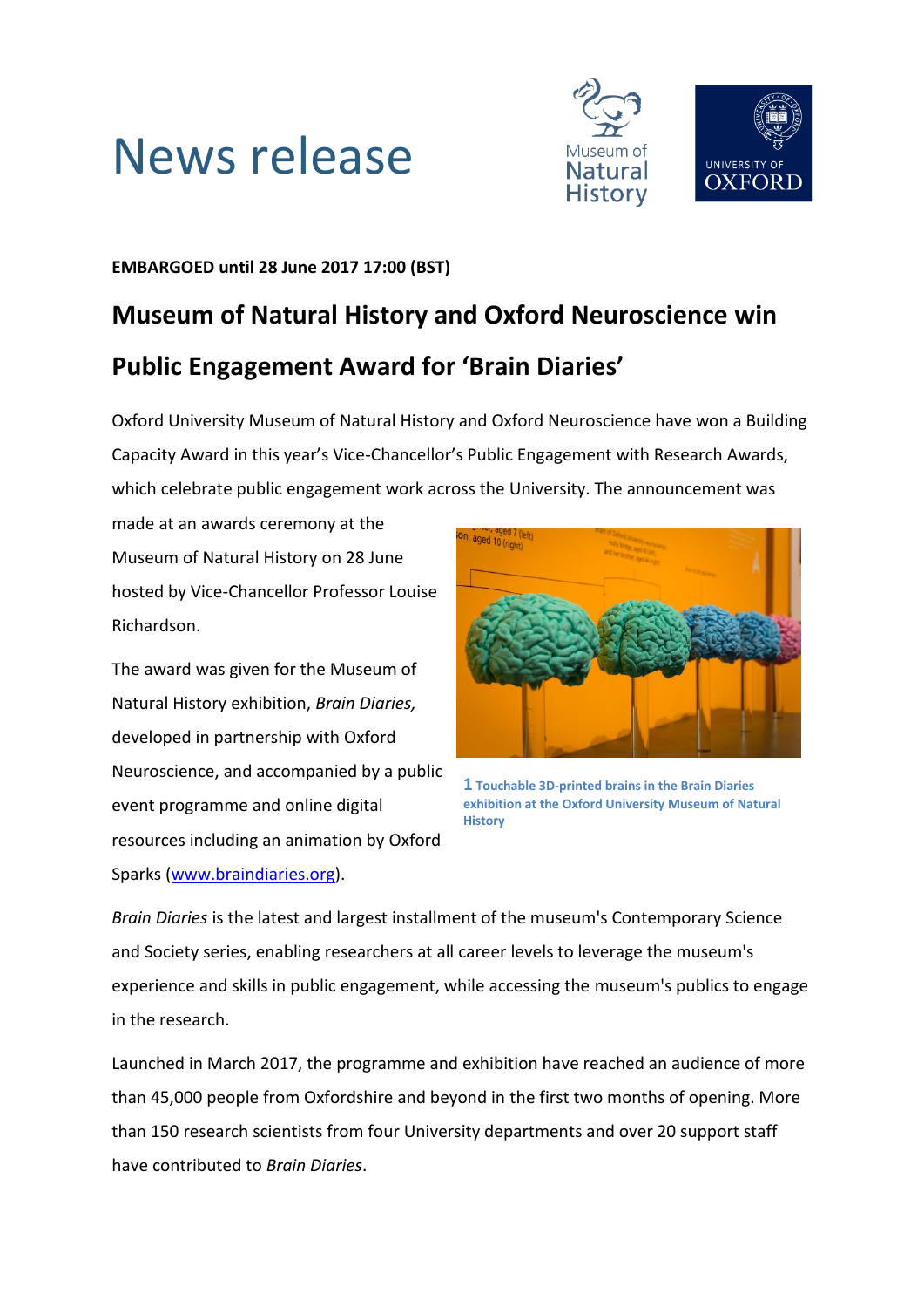# News release

**EMBARGOED until 28 June 2017 17:00 (BST)**

## Museum of Natural History and Oxford Neuroscience win Public Engagement Award for 'Brain Diaries'

Oxford University Museum of Natural History and Oxford Neuroscience have won a Building Capacity Award in this year's Vice-Chancellor's Public Engagement with Research Awards, which celebrate public engagement work across the University. The announcement was made at an awards ceremony at the Museum of Natural History on 28 June hosted by Vice-Chancellor Professor Louise Richardson.

**1** Touchable 3D-printed brains in the Brain Diaries exhibition at the Oxford University Museum of Natural History

The award was given for the Museum of Natural History exhibition, *Brain Diaries,* developed in partnership with Oxford Neuroscience, and accompanied by a public event programme and online digital resources including an animation by Oxford Sparks (www.braindiaries.org).

*Brain Diaries* is the latest and largest installment of the museum's Contemporary Science and Society series, enabling researchers at all career levels to leverage the museum's experience and skills in public engagement, while accessing the museum's publics to engage in the research.

Launched in March 2017, the programme and exhibition have reached an audience of more than 45,000 people from Oxfordshire and beyond in the first two months of opening. More than 150 research scientists from four University departments and over 20 support staff have contributed to *Brain Diaries*.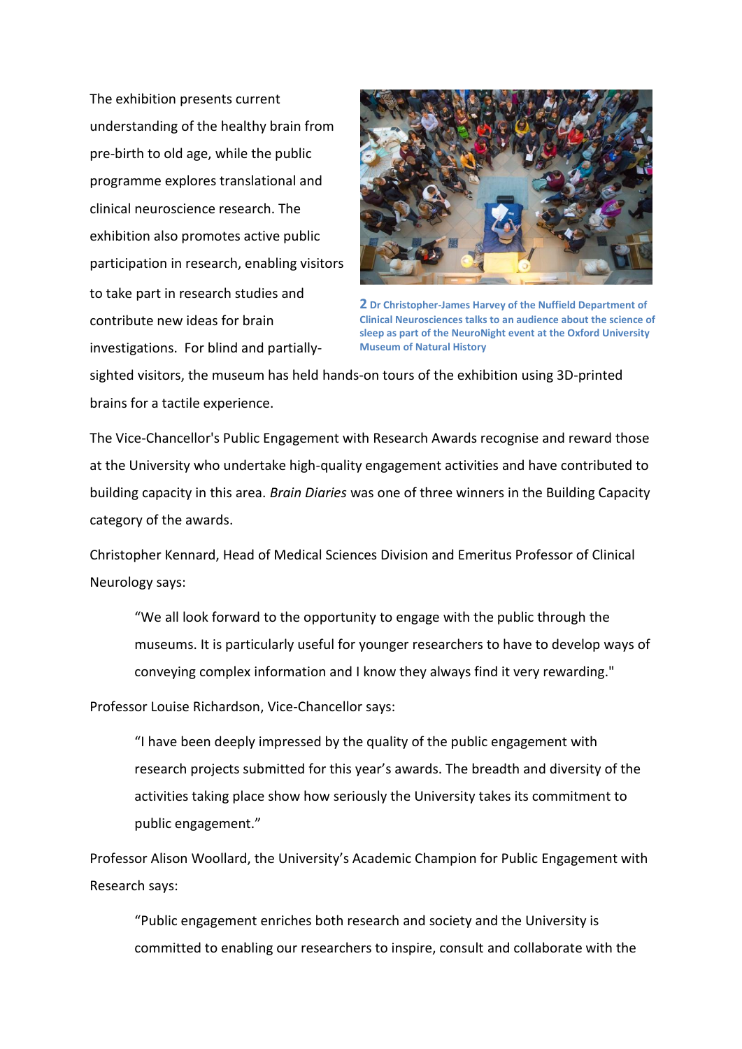The exhibition presents current understanding of the healthy brain from pre-birth to old age, while the public programme explores translational and clinical neuroscience research. The exhibition also promotes active public participation in research, enabling visitors to take part in research studies and contribute new ideas for brain investigations. For blind and partially-sighted visitors, the museum has held hands-on tours of the exhibition using 3D-printed brains for a tactile experience.

**2 Dr Christopher-James Harvey of the Nuffield Department of Clinical Neurosciences talks to an audience about the science of sleep as part of the NeuroNight event at the Oxford University Museum of Natural History**

The Vice-Chancellor's Public Engagement with Research Awards recognise and reward those at the University who undertake high-quality engagement activities and have contributed to building capacity in this area. *Brain Diaries* was one of three winners in the Building Capacity category of the awards.

Christopher Kennard, Head of Medical Sciences Division and Emeritus Professor of Clinical Neurology says:

> "We all look forward to the opportunity to engage with the public through the museums. It is particularly useful for younger researchers to have to develop ways of conveying complex information and I know they always find it very rewarding."

Professor Louise Richardson, Vice-Chancellor says:

> "I have been deeply impressed by the quality of the public engagement with research projects submitted for this year's awards. The breadth and diversity of the activities taking place show how seriously the University takes its commitment to public engagement."

Professor Alison Woollard, the University's Academic Champion for Public Engagement with Research says:

> "Public engagement enriches both research and society and the University is committed to enabling our researchers to inspire, consult and collaborate with the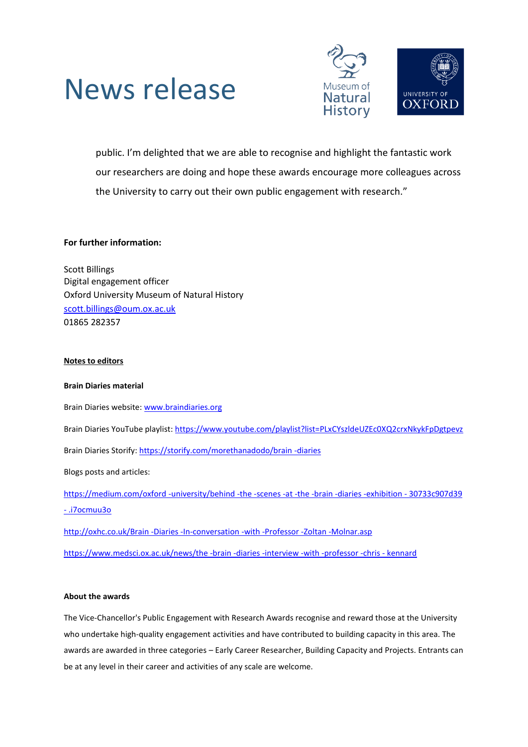public. I'm delighted that we are able to recognise and highlight the fantastic work our researchers are doing and hope these awards encourage more colleagues across the University to carry out their own public engagement with research."

**For further information:**

Scott Billings  
Digital engagement officer  
Oxford University Museum of Natural History  
scott.billings@oum.ox.ac.uk  
01865 282357

**Notes to editors**

**Brain Diaries material**

Brain Diaries website: www.braindiaries.org

Brain Diaries YouTube playlist: https://www.youtube.com/playlist?list=PLxCYszldeUZEc0XQ2crxNkykFpDgtpevz

Brain Diaries Storify: https://storify.com/morethanadodo/brain-diaries

Blogs posts and articles:

https://medium.com/oxford-university/behind-the-scenes-at-the-brain-diaries-exhibition-30733c907d39-.i7ocmuu3o

http://oxhc.co.uk/Brain-Diaries-In-conversation-with-Professor-Zoltan-Molnar.asp

https://www.medsci.ox.ac.uk/news/the-brain-diaries-interview-with-professor-chris-kennard

**About the awards**

The Vice-Chancellor's Public Engagement with Research Awards recognise and reward those at the University who undertake high-quality engagement activities and have contributed to building capacity in this area. The awards are awarded in three categories – Early Career Researcher, Building Capacity and Projects. Entrants can be at any level in their career and activities of any scale are welcome.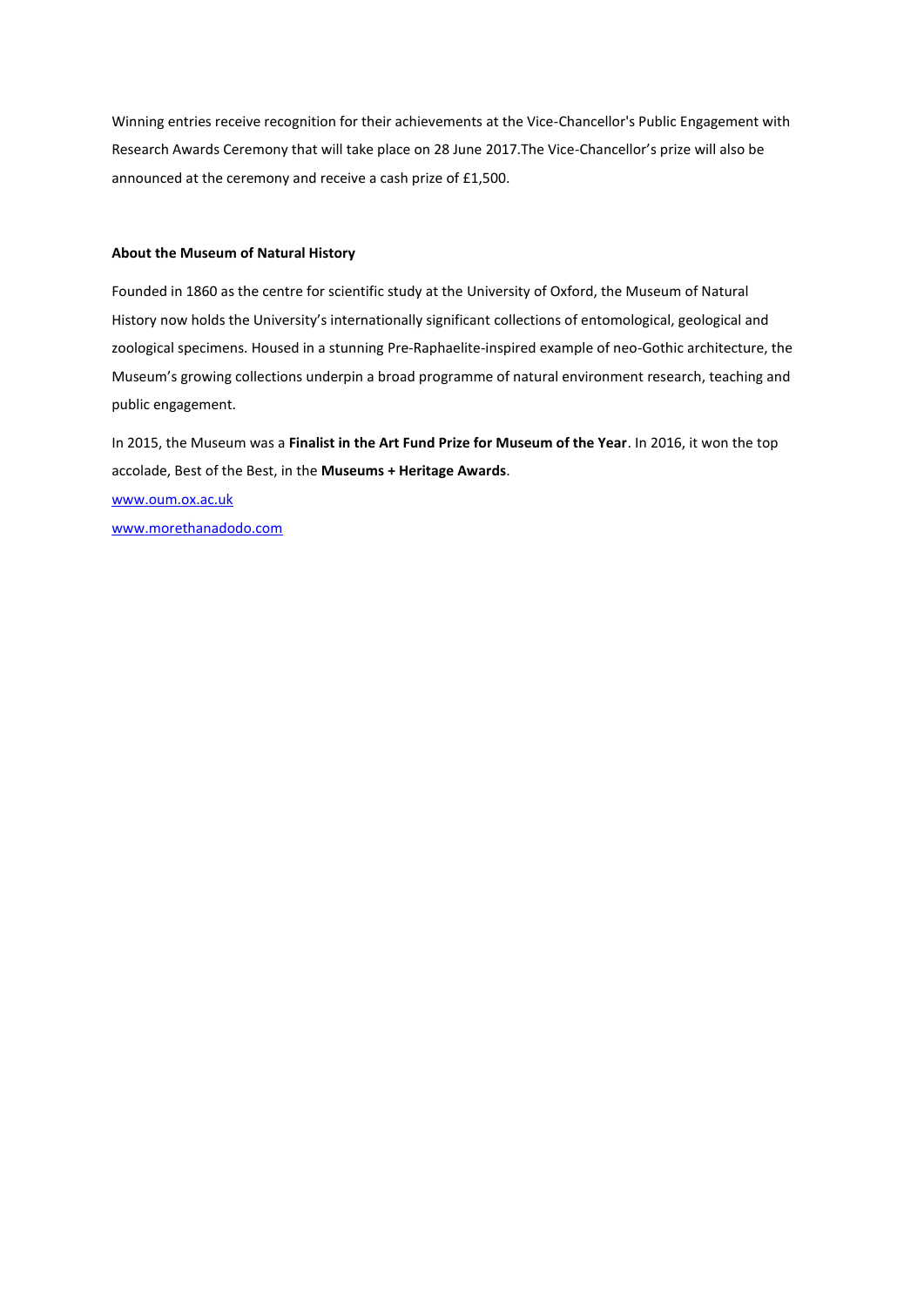Winning entries receive recognition for their achievements at the Vice-Chancellor's Public Engagement with Research Awards Ceremony that will take place on 28 June 2017.The Vice-Chancellor's prize will also be announced at the ceremony and receive a cash prize of £1,500.

**About the Museum of Natural History**

Founded in 1860 as the centre for scientific study at the University of Oxford, the Museum of Natural History now holds the University's internationally significant collections of entomological, geological and zoological specimens. Housed in a stunning Pre-Raphaelite-inspired example of neo-Gothic architecture, the Museum's growing collections underpin a broad programme of natural environment research, teaching and public engagement.

In 2015, the Museum was a **Finalist in the Art Fund Prize for Museum of the Year**. In 2016, it won the top accolade, Best of the Best, in the **Museums + Heritage Awards**.

[www.oum.ox.ac.uk](http://www.oum.ox.ac.uk)

[www.morethanadodo.com](http://www.morethanadodo.com)